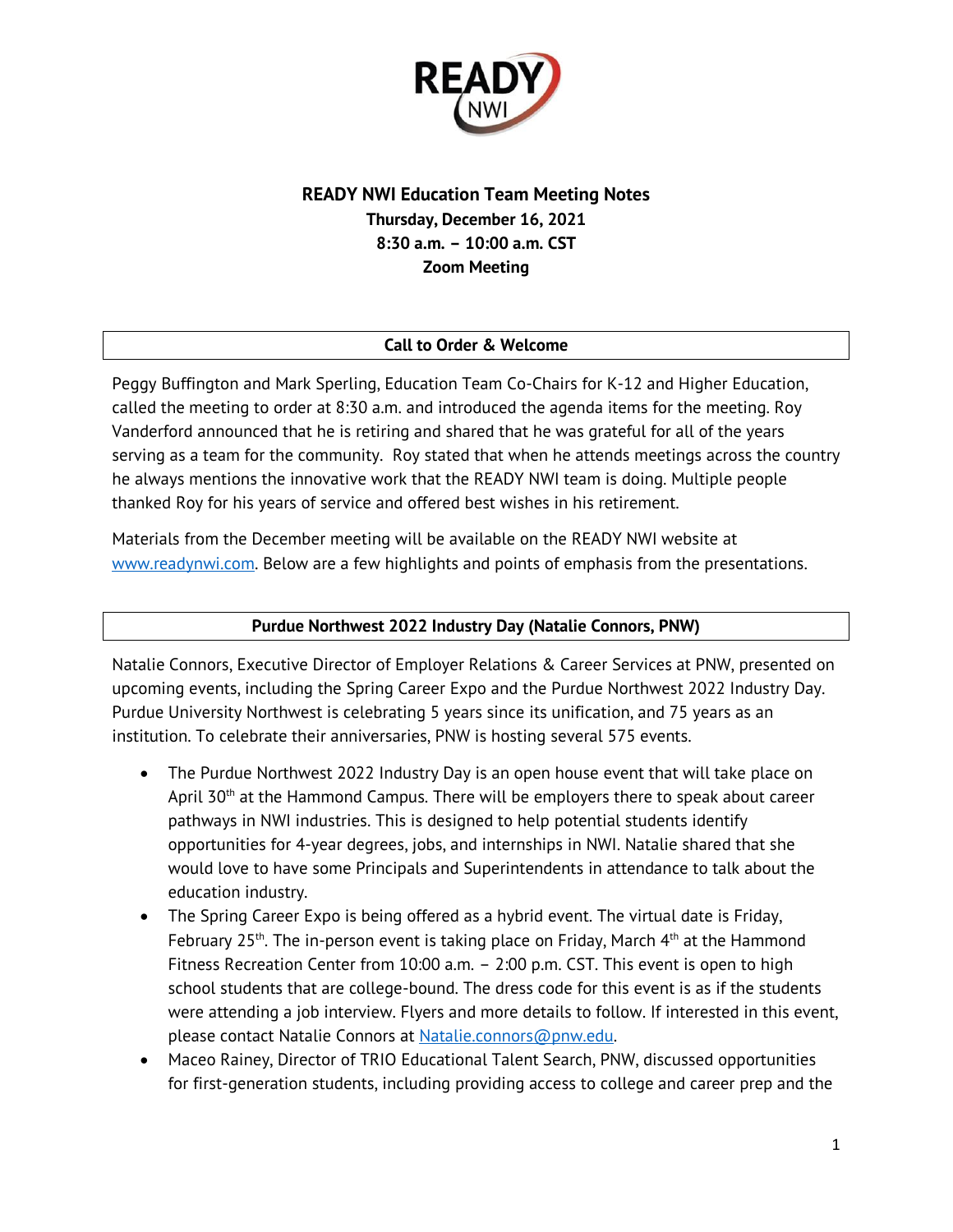# READY NWI Education Team Meeting Notes

**Thursday, December 16, 2021**
**8:30 a.m. – 10:00 a.m. CST**
**Zoom Meeting**

## Call to Order & Welcome

Peggy Buffington and Mark Sperling, Education Team Co-Chairs for K-12 and Higher Education, called the meeting to order at 8:30 a.m. and introduced the agenda items for the meeting. Roy Vanderford announced that he is retiring and shared that he was grateful for all of the years serving as a team for the community. Roy stated that when he attends meetings across the country he always mentions the innovative work that the READY NWI team is doing. Multiple people thanked Roy for his years of service and offered best wishes in his retirement.

Materials from the December meeting will be available on the READY NWI website at [www.readynwi.com](http://www.readynwi.com). Below are a few highlights and points of emphasis from the presentations.

## Purdue Northwest 2022 Industry Day (Natalie Connors, PNW)

Natalie Connors, Executive Director of Employer Relations & Career Services at PNW, presented on upcoming events, including the Spring Career Expo and the Purdue Northwest 2022 Industry Day. Purdue University Northwest is celebrating 5 years since its unification, and 75 years as an institution. To celebrate their anniversaries, PNW is hosting several 575 events.

- The Purdue Northwest 2022 Industry Day is an open house event that will take place on April 30th at the Hammond Campus. There will be employers there to speak about career pathways in NWI industries. This is designed to help potential students identify opportunities for 4-year degrees, jobs, and internships in NWI. Natalie shared that she would love to have some Principals and Superintendents in attendance to talk about the education industry.
- The Spring Career Expo is being offered as a hybrid event. The virtual date is Friday, February 25th. The in-person event is taking place on Friday, March 4th at the Hammond Fitness Recreation Center from 10:00 a.m. – 2:00 p.m. CST. This event is open to high school students that are college-bound. The dress code for this event is as if the students were attending a job interview. Flyers and more details to follow. If interested in this event, please contact Natalie Connors at [Natalie.connors@pnw.edu](mailto:Natalie.connors@pnw.edu).
- Maceo Rainey, Director of TRIO Educational Talent Search, PNW, discussed opportunities for first-generation students, including providing access to college and career prep and the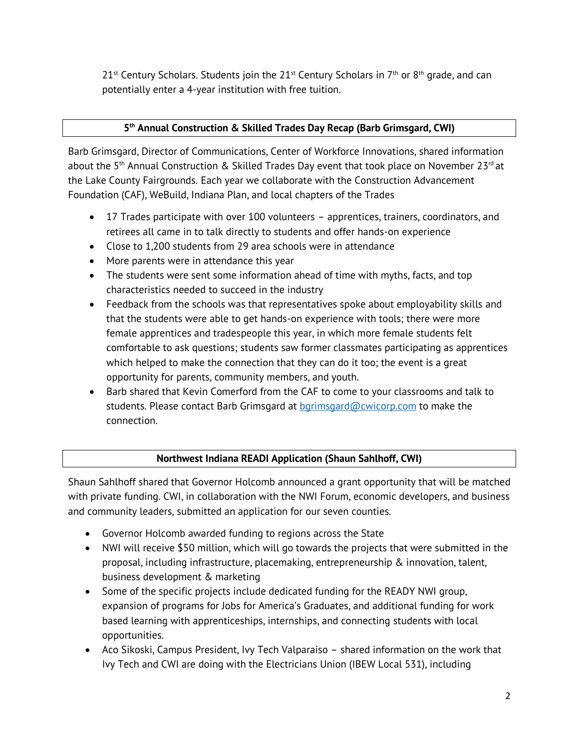21st Century Scholars. Students join the 21st Century Scholars in 7th or 8th grade, and can potentially enter a 4-year institution with free tuition.

## 5th Annual Construction & Skilled Trades Day Recap (Barb Grimsgard, CWI)

Barb Grimsgard, Director of Communications, Center of Workforce Innovations, shared information about the 5th Annual Construction & Skilled Trades Day event that took place on November 23rd at the Lake County Fairgrounds. Each year we collaborate with the Construction Advancement Foundation (CAF), WeBuild, Indiana Plan, and local chapters of the Trades

- 17 Trades participate with over 100 volunteers – apprentices, trainers, coordinators, and retirees all came in to talk directly to students and offer hands-on experience
- Close to 1,200 students from 29 area schools were in attendance
- More parents were in attendance this year
- The students were sent some information ahead of time with myths, facts, and top characteristics needed to succeed in the industry
- Feedback from the schools was that representatives spoke about employability skills and that the students were able to get hands-on experience with tools; there were more female apprentices and tradespeople this year, in which more female students felt comfortable to ask questions; students saw former classmates participating as apprentices which helped to make the connection that they can do it too; the event is a great opportunity for parents, community members, and youth.
- Barb shared that Kevin Comerford from the CAF to come to your classrooms and talk to students. Please contact Barb Grimsgard at bgrimsgard@cwicorp.com to make the connection.

## Northwest Indiana READI Application (Shaun Sahlhoff, CWI)

Shaun Sahlhoff shared that Governor Holcomb announced a grant opportunity that will be matched with private funding. CWI, in collaboration with the NWI Forum, economic developers, and business and community leaders, submitted an application for our seven counties.

- Governor Holcomb awarded funding to regions across the State
- NWI will receive $50 million, which will go towards the projects that were submitted in the proposal, including infrastructure, placemaking, entrepreneurship & innovation, talent, business development & marketing
- Some of the specific projects include dedicated funding for the READY NWI group, expansion of programs for Jobs for America's Graduates, and additional funding for work based learning with apprenticeships, internships, and connecting students with local opportunities.
- Aco Sikoski, Campus President, Ivy Tech Valparaiso – shared information on the work that Ivy Tech and CWI are doing with the Electricians Union (IBEW Local 531), including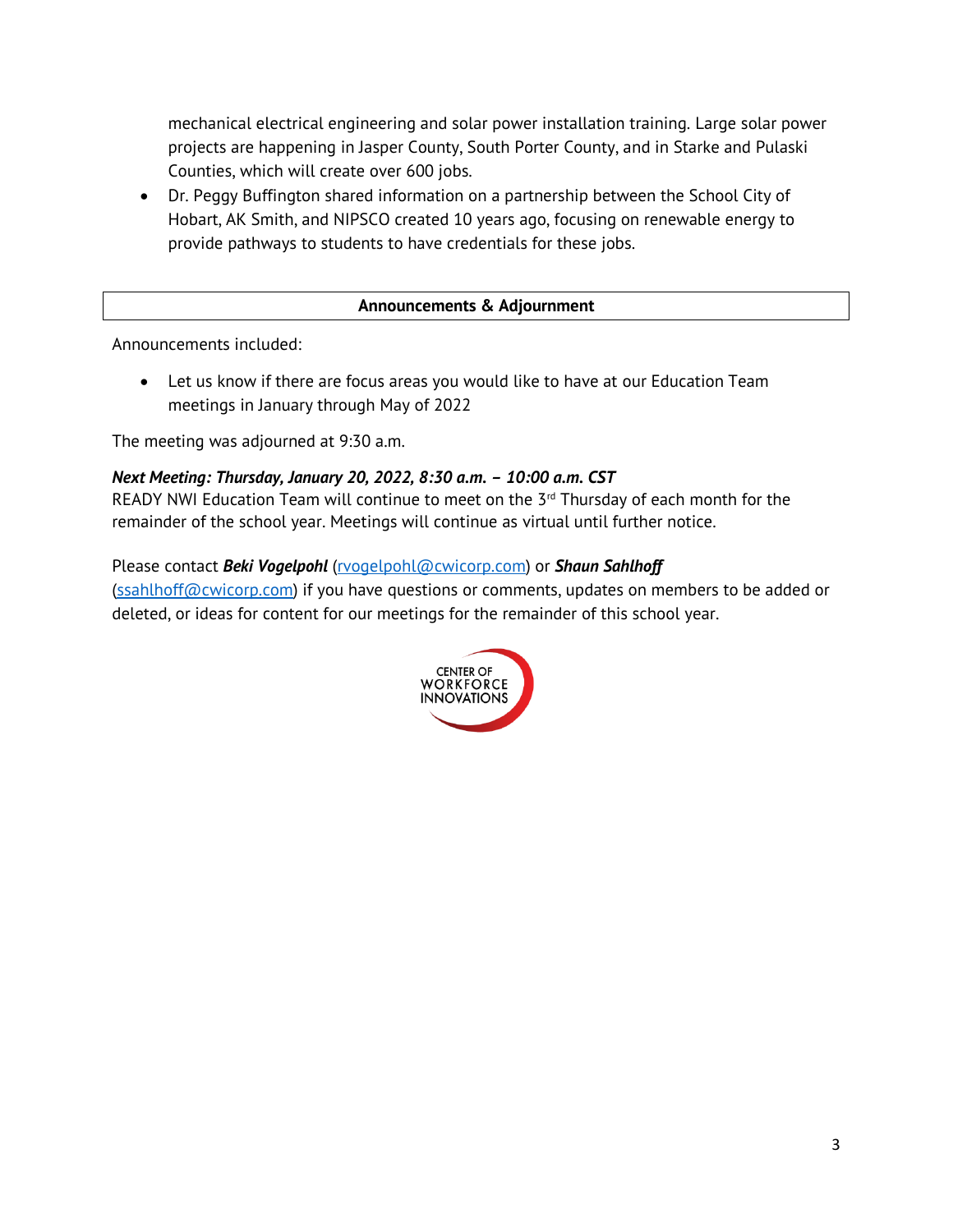mechanical electrical engineering and solar power installation training. Large solar power projects are happening in Jasper County, South Porter County, and in Starke and Pulaski Counties, which will create over 600 jobs.

- Dr. Peggy Buffington shared information on a partnership between the School City of Hobart, AK Smith, and NIPSCO created 10 years ago, focusing on renewable energy to provide pathways to students to have credentials for these jobs.

## Announcements & Adjournment

Announcements included:

- Let us know if there are focus areas you would like to have at our Education Team meetings in January through May of 2022

The meeting was adjourned at 9:30 a.m.

***Next Meeting: Thursday, January 20, 2022, 8:30 a.m. – 10:00 a.m. CST***
READY NWI Education Team will continue to meet on the 3rd Thursday of each month for the remainder of the school year. Meetings will continue as virtual until further notice.

Please contact ***Beki Vogelpohl*** (rvogelpohl@cwicorp.com) or ***Shaun Sahlhoff*** (ssahlhoff@cwicorp.com) if you have questions or comments, updates on members to be added or deleted, or ideas for content for our meetings for the remainder of this school year.

CENTER OF WORKFORCE INNOVATIONS